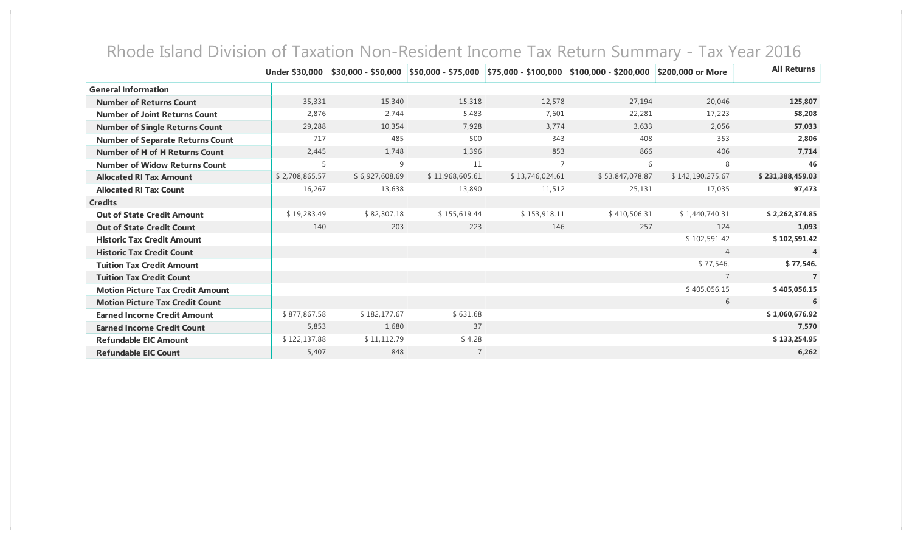# Rhode Island Division of Taxation Non-Resident Income Tax Return Summary - Tax Year 2016

| | Under $30,000 | $30,000 - $50,000 | $50,000 - $75,000 | $75,000 - $100,000 | $100,000 - $200,000 | $200,000 or More | All Returns |
|---|---|---|---|---|---|---|---|
| **General Information** | | | | | | | |
| **Number of Returns Count** | 35,331 | 15,340 | 15,318 | 12,578 | 27,194 | 20,046 | **125,807** |
| **Number of Joint Returns Count** | 2,876 | 2,744 | 5,483 | 7,601 | 22,281 | 17,223 | **58,208** |
| **Number of Single Returns Count** | 29,288 | 10,354 | 7,928 | 3,774 | 3,633 | 2,056 | **57,033** |
| **Number of Separate Returns Count** | 717 | 485 | 500 | 343 | 408 | 353 | **2,806** |
| **Number of H of H Returns Count** | 2,445 | 1,748 | 1,396 | 853 | 866 | 406 | **7,714** |
| **Number of Widow Returns Count** | 5 | 9 | 11 | 7 | 6 | 8 | **46** |
| **Allocated RI Tax Amount** | $ 2,708,865.57 | $ 6,927,608.69 | $ 11,968,605.61 | $ 13,746,024.61 | $ 53,847,078.87 | $ 142,190,275.67 | **$ 231,388,459.03** |
| **Allocated RI Tax Count** | 16,267 | 13,638 | 13,890 | 11,512 | 25,131 | 17,035 | **97,473** |
| **Credits** | | | | | | | |
| **Out of State Credit Amount** | $ 19,283.49 | $ 82,307.18 | $ 155,619.44 | $ 153,918.11 | $ 410,506.31 | $ 1,440,740.31 | **$ 2,262,374.85** |
| **Out of State Credit Count** | 140 | 203 | 223 | 146 | 257 | 124 | **1,093** |
| **Historic Tax Credit Amount** | | | | | | $ 102,591.42 | **$ 102,591.42** |
| **Historic Tax Credit Count** | | | | | | 4 | **4** |
| **Tuition Tax Credit Amount** | | | | | | $ 77,546. | **$ 77,546.** |
| **Tuition Tax Credit Count** | | | | | | 7 | **7** |
| **Motion Picture Tax Credit Amount** | | | | | | $ 405,056.15 | **$ 405,056.15** |
| **Motion Picture Tax Credit Count** | | | | | | 6 | **6** |
| **Earned Income Credit Amount** | $ 877,867.58 | $ 182,177.67 | $ 631.68 | | | | **$ 1,060,676.92** |
| **Earned Income Credit Count** | 5,853 | 1,680 | 37 | | | | **7,570** |
| **Refundable EIC Amount** | $ 122,137.88 | $ 11,112.79 | $ 4.28 | | | | **$ 133,254.95** |
| **Refundable EIC Count** | 5,407 | 848 | 7 | | | | **6,262** |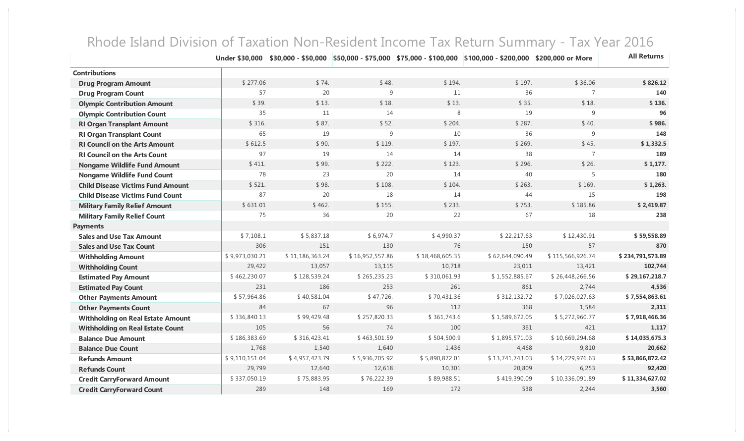# Rhode Island Division of Taxation Non-Resident Income Tax Return Summary - Tax Year 2016

| | Under $30,000 | $30,000 - $50,000 | $50,000 - $75,000 | $75,000 - $100,000 | $100,000 - $200,000 | $200,000 or More | All Returns |
|---|---|---|---|---|---|---|---|
| **Contributions** | | | | | | | |
| **Drug Program Amount** | $ 277.06 | $ 74. | $ 48. | $ 194. | $ 197. | $ 36.06 | **$ 826.12** |
| **Drug Program Count** | 57 | 20 | 9 | 11 | 36 | 7 | **140** |
| **Olympic Contribution Amount** | $ 39. | $ 13. | $ 18. | $ 13. | $ 35. | $ 18. | **$ 136.** |
| **Olympic Contribution Count** | 35 | 11 | 14 | 8 | 19 | 9 | **96** |
| **RI Organ Transplant Amount** | $ 316. | $ 87. | $ 52. | $ 204. | $ 287. | $ 40. | **$ 986.** |
| **RI Organ Transplant Count** | 65 | 19 | 9 | 10 | 36 | 9 | **148** |
| **RI Council on the Arts Amount** | $ 612.5 | $ 90. | $ 119. | $ 197. | $ 269. | $ 45. | **$ 1,332.5** |
| **RI Council on the Arts Count** | 97 | 19 | 14 | 14 | 38 | 7 | **189** |
| **Nongame Wildlife Fund Amount** | $ 411. | $ 99. | $ 222. | $ 123. | $ 296. | $ 26. | **$ 1,177.** |
| **Nongame Wildlife Fund Count** | 78 | 23 | 20 | 14 | 40 | 5 | **180** |
| **Child Disease Victims Fund Amount** | $ 521. | $ 98. | $ 108. | $ 104. | $ 263. | $ 169. | **$ 1,263.** |
| **Child Disease Victims Fund Count** | 87 | 20 | 18 | 14 | 44 | 15 | **198** |
| **Military Family Relief Amount** | $ 631.01 | $ 462. | $ 155. | $ 233. | $ 753. | $ 185.86 | **$ 2,419.87** |
| **Military Family Relief Count** | 75 | 36 | 20 | 22 | 67 | 18 | **238** |
| **Payments** | | | | | | | |
| **Sales and Use Tax Amount** | $ 7,108.1 | $ 5,837.18 | $ 6,974.7 | $ 4,990.37 | $ 22,217.63 | $ 12,430.91 | **$ 59,558.89** |
| **Sales and Use Tax Count** | 306 | 151 | 130 | 76 | 150 | 57 | **870** |
| **Withholding Amount** | $ 9,973,030.21 | $ 11,186,363.24 | $ 16,952,557.86 | $ 18,468,605.35 | $ 62,644,090.49 | $ 115,566,926.74 | **$ 234,791,573.89** |
| **Withholding Count** | 29,422 | 13,057 | 13,115 | 10,718 | 23,011 | 13,421 | **102,744** |
| **Estimated Pay Amount** | $ 462,230.07 | $ 128,539.24 | $ 265,235.23 | $ 310,061.93 | $ 1,552,885.67 | $ 26,448,266.56 | **$ 29,167,218.7** |
| **Estimated Pay Count** | 231 | 186 | 253 | 261 | 861 | 2,744 | **4,536** |
| **Other Payments Amount** | $ 57,964.86 | $ 40,581.04 | $ 47,726. | $ 70,431.36 | $ 312,132.72 | $ 7,026,027.63 | **$ 7,554,863.61** |
| **Other Payments Count** | 84 | 67 | 96 | 112 | 368 | 1,584 | **2,311** |
| **Withholding on Real Estate Amount** | $ 336,840.13 | $ 99,429.48 | $ 257,820.33 | $ 361,743.6 | $ 1,589,672.05 | $ 5,272,960.77 | **$ 7,918,466.36** |
| **Withholding on Real Estate Count** | 105 | 56 | 74 | 100 | 361 | 421 | **1,117** |
| **Balance Due Amount** | $ 186,383.69 | $ 316,423.41 | $ 463,501.59 | $ 504,500.9 | $ 1,895,571.03 | $ 10,669,294.68 | **$ 14,035,675.3** |
| **Balance Due Count** | 1,768 | 1,540 | 1,640 | 1,436 | 4,468 | 9,810 | **20,662** |
| **Refunds Amount** | $ 9,110,151.04 | $ 4,957,423.79 | $ 5,936,705.92 | $ 5,890,872.01 | $ 13,741,743.03 | $ 14,229,976.63 | **$ 53,866,872.42** |
| **Refunds Count** | 29,799 | 12,640 | 12,618 | 10,301 | 20,809 | 6,253 | **92,420** |
| **Credit CarryForward Amount** | $ 337,050.19 | $ 75,883.95 | $ 76,222.39 | $ 89,988.51 | $ 419,390.09 | $ 10,336,091.89 | **$ 11,334,627.02** |
| **Credit CarryForward Count** | 289 | 148 | 169 | 172 | 538 | 2,244 | **3,560** |